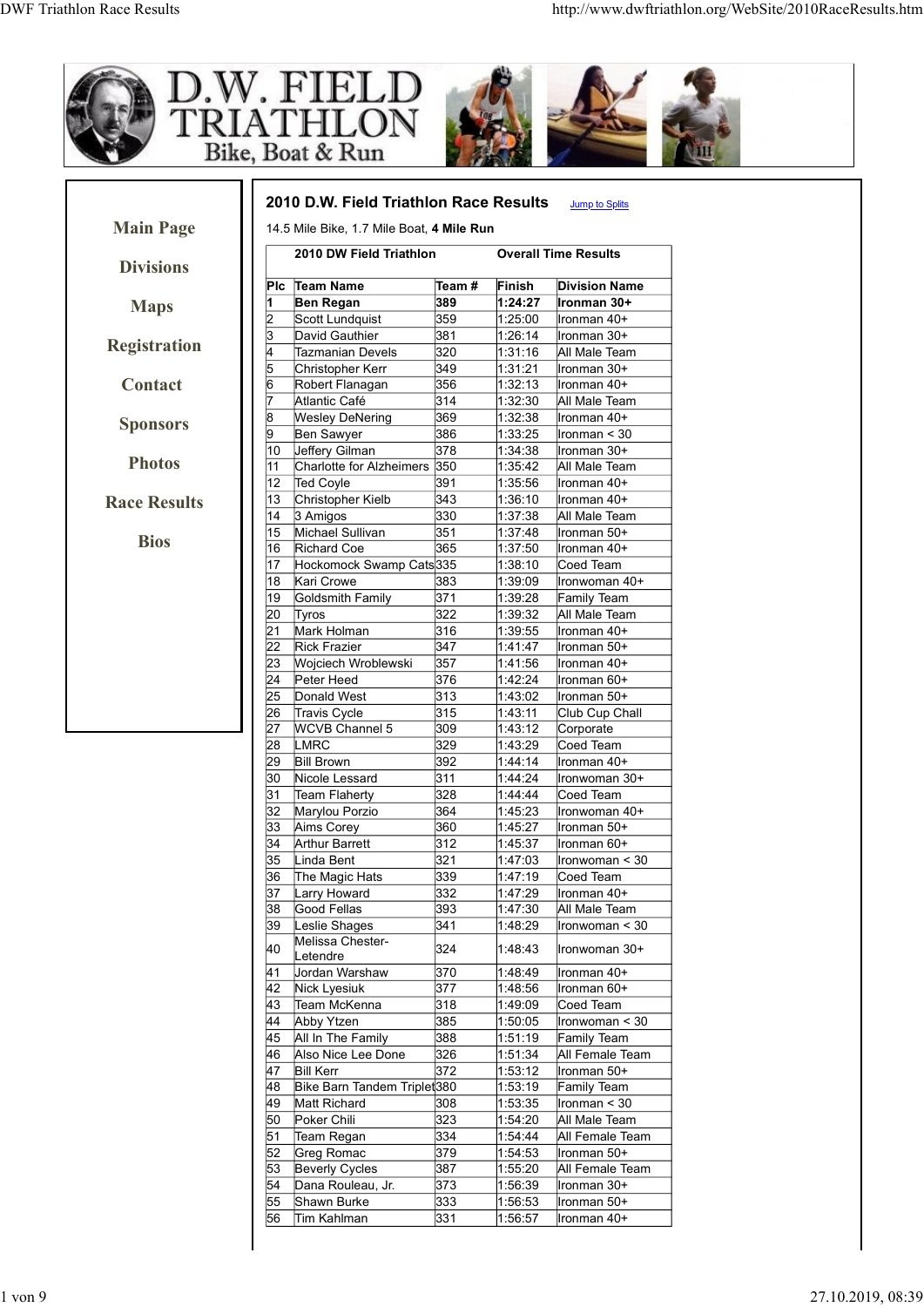# D.W. FIELD TRIATHLON

Bike, Boat & Run

- Main Page
- Divisions
- Maps
- Registration
- Contact
- Sponsors
- Photos
- Race Results
- Bios

## 2010 D.W. Field Triathlon Race Results

Jump to Splits

14.5 Mile Bike, 1.7 Mile Boat, **4 Mile Run**

**2010 DW Field Triathlon — Overall Time Results**

| Plc | Team Name | Team # | Finish | Division Name |
|---|---|---|---|---|
| **1** | **Ben Regan** | **389** | **1:24:27** | **Ironman 30+** |
| 2 | Scott Lundquist | 359 | 1:25:00 | Ironman 40+ |
| 3 | David Gauthier | 381 | 1:26:14 | Ironman 30+ |
| 4 | Tazmanian Devels | 320 | 1:31:16 | All Male Team |
| 5 | Christopher Kerr | 349 | 1:31:21 | Ironman 30+ |
| 6 | Robert Flanagan | 356 | 1:32:13 | Ironman 40+ |
| 7 | Atlantic Café | 314 | 1:32:30 | All Male Team |
| 8 | Wesley DeNering | 369 | 1:32:38 | Ironman 40+ |
| 9 | Ben Sawyer | 386 | 1:33:25 | Ironman < 30 |
| 10 | Jeffery Gilman | 378 | 1:34:38 | Ironman 30+ |
| 11 | Charlotte for Alzheimers | 350 | 1:35:42 | All Male Team |
| 12 | Ted Coyle | 391 | 1:35:56 | Ironman 40+ |
| 13 | Christopher Kielb | 343 | 1:36:10 | Ironman 40+ |
| 14 | 3 Amigos | 330 | 1:37:38 | All Male Team |
| 15 | Michael Sullivan | 351 | 1:37:48 | Ironman 50+ |
| 16 | Richard Coe | 365 | 1:37:50 | Ironman 40+ |
| 17 | Hockomock Swamp Cats | 335 | 1:38:10 | Coed Team |
| 18 | Kari Crowe | 383 | 1:39:09 | Ironwoman 40+ |
| 19 | Goldsmith Family | 371 | 1:39:28 | Family Team |
| 20 | Tyros | 322 | 1:39:32 | All Male Team |
| 21 | Mark Holman | 316 | 1:39:55 | Ironman 40+ |
| 22 | Rick Frazier | 347 | 1:41:47 | Ironman 50+ |
| 23 | Wojciech Wroblewski | 357 | 1:41:56 | Ironman 40+ |
| 24 | Peter Heed | 376 | 1:42:24 | Ironman 60+ |
| 25 | Donald West | 313 | 1:43:02 | Ironman 50+ |
| 26 | Travis Cycle | 315 | 1:43:11 | Club Cup Chall |
| 27 | WCVB Channel 5 | 309 | 1:43:12 | Corporate |
| 28 | LMRC | 329 | 1:43:29 | Coed Team |
| 29 | Bill Brown | 392 | 1:44:14 | Ironman 40+ |
| 30 | Nicole Lessard | 311 | 1:44:24 | Ironwoman 30+ |
| 31 | Team Flaherty | 328 | 1:44:44 | Coed Team |
| 32 | Marylou Porzio | 364 | 1:45:23 | Ironwoman 40+ |
| 33 | Aims Corey | 360 | 1:45:27 | Ironman 50+ |
| 34 | Arthur Barrett | 312 | 1:45:37 | Ironman 60+ |
| 35 | Linda Bent | 321 | 1:47:03 | Ironwoman < 30 |
| 36 | The Magic Hats | 339 | 1:47:19 | Coed Team |
| 37 | Larry Howard | 332 | 1:47:29 | Ironman 40+ |
| 38 | Good Fellas | 393 | 1:47:30 | All Male Team |
| 39 | Leslie Shages | 341 | 1:48:29 | Ironwoman < 30 |
| 40 | Melissa Chester-Letendre | 324 | 1:48:43 | Ironwoman 30+ |
| 41 | Jordan Warshaw | 370 | 1:48:49 | Ironman 40+ |
| 42 | Nick Lyesiuk | 377 | 1:48:56 | Ironman 60+ |
| 43 | Team McKenna | 318 | 1:49:09 | Coed Team |
| 44 | Abby Ytzen | 385 | 1:50:05 | Ironwoman < 30 |
| 45 | All In The Family | 388 | 1:51:19 | Family Team |
| 46 | Also Nice Lee Done | 326 | 1:51:34 | All Female Team |
| 47 | Bill Kerr | 372 | 1:53:12 | Ironman 50+ |
| 48 | Bike Barn Tandem Triplet | 380 | 1:53:19 | Family Team |
| 49 | Matt Richard | 308 | 1:53:35 | Ironman < 30 |
| 50 | Poker Chili | 323 | 1:54:20 | All Male Team |
| 51 | Team Regan | 334 | 1:54:44 | All Female Team |
| 52 | Greg Romac | 379 | 1:54:53 | Ironman 50+ |
| 53 | Beverly Cycles | 387 | 1:55:20 | All Female Team |
| 54 | Dana Rouleau, Jr. | 373 | 1:56:39 | Ironman 30+ |
| 55 | Shawn Burke | 333 | 1:56:53 | Ironman 50+ |
| 56 | Tim Kahlman | 331 | 1:56:57 | Ironman 40+ |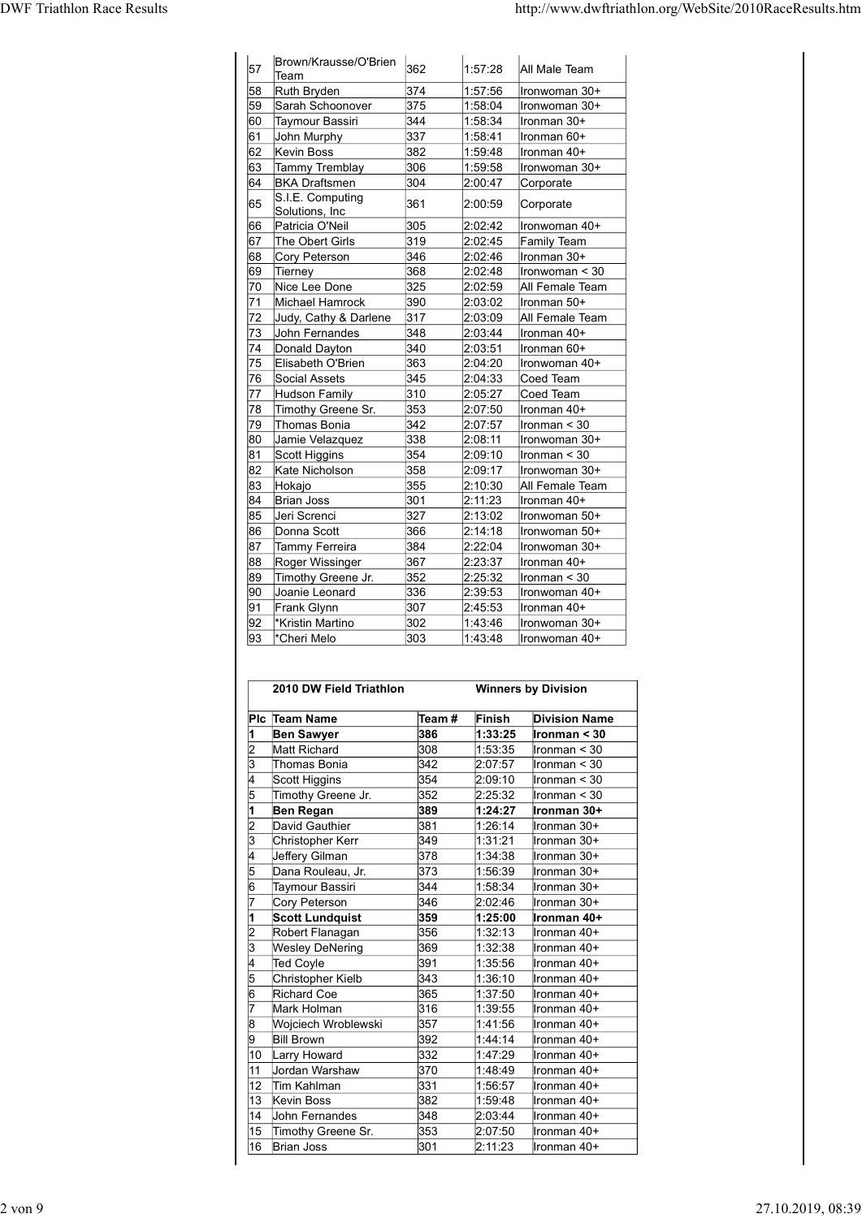| | | | | |
|---|---|---|---|---|
| 57 | Brown/Krausse/O'Brien Team | 362 | 1:57:28 | All Male Team |
| 58 | Ruth Bryden | 374 | 1:57:56 | Ironwoman 30+ |
| 59 | Sarah Schoonover | 375 | 1:58:04 | Ironwoman 30+ |
| 60 | Taymour Bassiri | 344 | 1:58:34 | Ironman 30+ |
| 61 | John Murphy | 337 | 1:58:41 | Ironman 60+ |
| 62 | Kevin Boss | 382 | 1:59:48 | Ironman 40+ |
| 63 | Tammy Tremblay | 306 | 1:59:58 | Ironwoman 30+ |
| 64 | BKA Draftsmen | 304 | 2:00:47 | Corporate |
| 65 | S.I.E. Computing Solutions, Inc | 361 | 2:00:59 | Corporate |
| 66 | Patricia O'Neil | 305 | 2:02:42 | Ironwoman 40+ |
| 67 | The Obert Girls | 319 | 2:02:45 | Family Team |
| 68 | Cory Peterson | 346 | 2:02:46 | Ironman 30+ |
| 69 | Tierney | 368 | 2:02:48 | Ironwoman < 30 |
| 70 | Nice Lee Done | 325 | 2:02:59 | All Female Team |
| 71 | Michael Hamrock | 390 | 2:03:02 | Ironman 50+ |
| 72 | Judy, Cathy & Darlene | 317 | 2:03:09 | All Female Team |
| 73 | John Fernandes | 348 | 2:03:44 | Ironman 40+ |
| 74 | Donald Dayton | 340 | 2:03:51 | Ironman 60+ |
| 75 | Elisabeth O'Brien | 363 | 2:04:20 | Ironwoman 40+ |
| 76 | Social Assets | 345 | 2:04:33 | Coed Team |
| 77 | Hudson Family | 310 | 2:05:27 | Coed Team |
| 78 | Timothy Greene Sr. | 353 | 2:07:50 | Ironman 40+ |
| 79 | Thomas Bonia | 342 | 2:07:57 | Ironman < 30 |
| 80 | Jamie Velazquez | 338 | 2:08:11 | Ironwoman 30+ |
| 81 | Scott Higgins | 354 | 2:09:10 | Ironman < 30 |
| 82 | Kate Nicholson | 358 | 2:09:17 | Ironwoman 30+ |
| 83 | Hokajo | 355 | 2:10:30 | All Female Team |
| 84 | Brian Joss | 301 | 2:11:23 | Ironman 40+ |
| 85 | Jeri Screnci | 327 | 2:13:02 | Ironwoman 50+ |
| 86 | Donna Scott | 366 | 2:14:18 | Ironwoman 50+ |
| 87 | Tammy Ferreira | 384 | 2:22:04 | Ironwoman 30+ |
| 88 | Roger Wissinger | 367 | 2:23:37 | Ironman 40+ |
| 89 | Timothy Greene Jr. | 352 | 2:25:32 | Ironman < 30 |
| 90 | Joanie Leonard | 336 | 2:39:53 | Ironwoman 40+ |
| 91 | Frank Glynn | 307 | 2:45:53 | Ironman 40+ |
| 92 | *Kristin Martino | 302 | 1:43:46 | Ironwoman 30+ |
| 93 | *Cheri Melo | 303 | 1:43:48 | Ironwoman 40+ |

**2010 DW Field Triathlon** — **Winners by Division**

| Plc | Team Name | Team # | Finish | Division Name |
|---|---|---|---|---|
| **1** | **Ben Sawyer** | **386** | **1:33:25** | **Ironman < 30** |
| 2 | Matt Richard | 308 | 1:53:35 | Ironman < 30 |
| 3 | Thomas Bonia | 342 | 2:07:57 | Ironman < 30 |
| 4 | Scott Higgins | 354 | 2:09:10 | Ironman < 30 |
| 5 | Timothy Greene Jr. | 352 | 2:25:32 | Ironman < 30 |
| **1** | **Ben Regan** | **389** | **1:24:27** | **Ironman 30+** |
| 2 | David Gauthier | 381 | 1:26:14 | Ironman 30+ |
| 3 | Christopher Kerr | 349 | 1:31:21 | Ironman 30+ |
| 4 | Jeffery Gilman | 378 | 1:34:38 | Ironman 30+ |
| 5 | Dana Rouleau, Jr. | 373 | 1:56:39 | Ironman 30+ |
| 6 | Taymour Bassiri | 344 | 1:58:34 | Ironman 30+ |
| 7 | Cory Peterson | 346 | 2:02:46 | Ironman 30+ |
| **1** | **Scott Lundquist** | **359** | **1:25:00** | **Ironman 40+** |
| 2 | Robert Flanagan | 356 | 1:32:13 | Ironman 40+ |
| 3 | Wesley DeNering | 369 | 1:32:38 | Ironman 40+ |
| 4 | Ted Coyle | 391 | 1:35:56 | Ironman 40+ |
| 5 | Christopher Kielb | 343 | 1:36:10 | Ironman 40+ |
| 6 | Richard Coe | 365 | 1:37:50 | Ironman 40+ |
| 7 | Mark Holman | 316 | 1:39:55 | Ironman 40+ |
| 8 | Wojciech Wroblewski | 357 | 1:41:56 | Ironman 40+ |
| 9 | Bill Brown | 392 | 1:44:14 | Ironman 40+ |
| 10 | Larry Howard | 332 | 1:47:29 | Ironman 40+ |
| 11 | Jordan Warshaw | 370 | 1:48:49 | Ironman 40+ |
| 12 | Tim Kahlman | 331 | 1:56:57 | Ironman 40+ |
| 13 | Kevin Boss | 382 | 1:59:48 | Ironman 40+ |
| 14 | John Fernandes | 348 | 2:03:44 | Ironman 40+ |
| 15 | Timothy Greene Sr. | 353 | 2:07:50 | Ironman 40+ |
| 16 | Brian Joss | 301 | 2:11:23 | Ironman 40+ |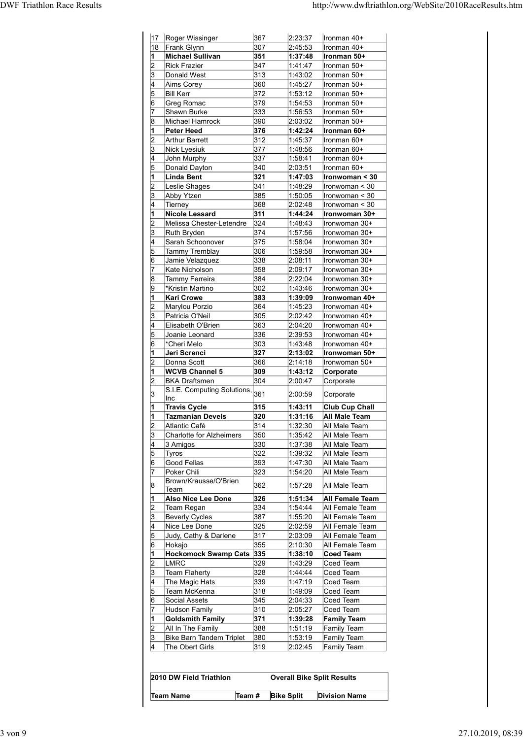| | | | | |
|---|---|---|---|---|
| 17 | Roger Wissinger | 367 | 2:23:37 | Ironman 40+ |
| 18 | Frank Glynn | 307 | 2:45:53 | Ironman 40+ |
| **1** | **Michael Sullivan** | **351** | **1:37:48** | **Ironman 50+** |
| 2 | Rick Frazier | 347 | 1:41:47 | Ironman 50+ |
| 3 | Donald West | 313 | 1:43:02 | Ironman 50+ |
| 4 | Aims Corey | 360 | 1:45:27 | Ironman 50+ |
| 5 | Bill Kerr | 372 | 1:53:12 | Ironman 50+ |
| 6 | Greg Romac | 379 | 1:54:53 | Ironman 50+ |
| 7 | Shawn Burke | 333 | 1:56:53 | Ironman 50+ |
| 8 | Michael Hamrock | 390 | 2:03:02 | Ironman 50+ |
| **1** | **Peter Heed** | **376** | **1:42:24** | **Ironman 60+** |
| 2 | Arthur Barrett | 312 | 1:45:37 | Ironman 60+ |
| 3 | Nick Lyesiuk | 377 | 1:48:56 | Ironman 60+ |
| 4 | John Murphy | 337 | 1:58:41 | Ironman 60+ |
| 5 | Donald Dayton | 340 | 2:03:51 | Ironman 60+ |
| **1** | **Linda Bent** | **321** | **1:47:03** | **Ironwoman < 30** |
| 2 | Leslie Shages | 341 | 1:48:29 | Ironwoman < 30 |
| 3 | Abby Ytzen | 385 | 1:50:05 | Ironwoman < 30 |
| 4 | Tierney | 368 | 2:02:48 | Ironwoman < 30 |
| **1** | **Nicole Lessard** | **311** | **1:44:24** | **Ironwoman 30+** |
| 2 | Melissa Chester-Letendre | 324 | 1:48:43 | Ironwoman 30+ |
| 3 | Ruth Bryden | 374 | 1:57:56 | Ironwoman 30+ |
| 4 | Sarah Schoonover | 375 | 1:58:04 | Ironwoman 30+ |
| 5 | Tammy Tremblay | 306 | 1:59:58 | Ironwoman 30+ |
| 6 | Jamie Velazquez | 338 | 2:08:11 | Ironwoman 30+ |
| 7 | Kate Nicholson | 358 | 2:09:17 | Ironwoman 30+ |
| 8 | Tammy Ferreira | 384 | 2:22:04 | Ironwoman 30+ |
| 9 | *Kristin Martino | 302 | 1:43:46 | Ironwoman 30+ |
| **1** | **Kari Crowe** | **383** | **1:39:09** | **Ironwoman 40+** |
| 2 | Marylou Porzio | 364 | 1:45:23 | Ironwoman 40+ |
| 3 | Patricia O'Neil | 305 | 2:02:42 | Ironwoman 40+ |
| 4 | Elisabeth O'Brien | 363 | 2:04:20 | Ironwoman 40+ |
| 5 | Joanie Leonard | 336 | 2:39:53 | Ironwoman 40+ |
| 6 | *Cheri Melo | 303 | 1:43:48 | Ironwoman 40+ |
| **1** | **Jeri Screnci** | **327** | **2:13:02** | **Ironwoman 50+** |
| 2 | Donna Scott | 366 | 2:14:18 | Ironwoman 50+ |
| **1** | **WCVB Channel 5** | **309** | **1:43:12** | **Corporate** |
| 2 | BKA Draftsmen | 304 | 2:00:47 | Corporate |
| 3 | S.I.E. Computing Solutions, Inc | 361 | 2:00:59 | Corporate |
| **1** | **Travis Cycle** | **315** | **1:43:11** | **Club Cup Chall** |
| **1** | **Tazmanian Devels** | **320** | **1:31:16** | **All Male Team** |
| 2 | Atlantic Café | 314 | 1:32:30 | All Male Team |
| 3 | Charlotte for Alzheimers | 350 | 1:35:42 | All Male Team |
| 4 | 3 Amigos | 330 | 1:37:38 | All Male Team |
| 5 | Tyros | 322 | 1:39:32 | All Male Team |
| 6 | Good Fellas | 393 | 1:47:30 | All Male Team |
| 7 | Poker Chili | 323 | 1:54:20 | All Male Team |
| 8 | Brown/Krausse/O'Brien Team | 362 | 1:57:28 | All Male Team |
| **1** | **Also Nice Lee Done** | **326** | **1:51:34** | **All Female Team** |
| 2 | Team Regan | 334 | 1:54:44 | All Female Team |
| 3 | Beverly Cycles | 387 | 1:55:20 | All Female Team |
| 4 | Nice Lee Done | 325 | 2:02:59 | All Female Team |
| 5 | Judy, Cathy & Darlene | 317 | 2:03:09 | All Female Team |
| 6 | Hokajo | 355 | 2:10:30 | All Female Team |
| **1** | **Hockomock Swamp Cats** | **335** | **1:38:10** | **Coed Team** |
| 2 | LMRC | 329 | 1:43:29 | Coed Team |
| 3 | Team Flaherty | 328 | 1:44:44 | Coed Team |
| 4 | The Magic Hats | 339 | 1:47:19 | Coed Team |
| 5 | Team McKenna | 318 | 1:49:09 | Coed Team |
| 6 | Social Assets | 345 | 2:04:33 | Coed Team |
| 7 | Hudson Family | 310 | 2:05:27 | Coed Team |
| **1** | **Goldsmith Family** | **371** | **1:39:28** | **Family Team** |
| 2 | All In The Family | 388 | 1:51:19 | Family Team |
| 3 | Bike Barn Tandem Triplet | 380 | 1:53:19 | Family Team |
| 4 | The Obert Girls | 319 | 2:02:45 | Family Team |

| **2010 DW Field Triathlon** | | **Overall Bike Split Results** | |
|---|---|---|---|
| **Team Name** | **Team #** | **Bike Split** | **Division Name** |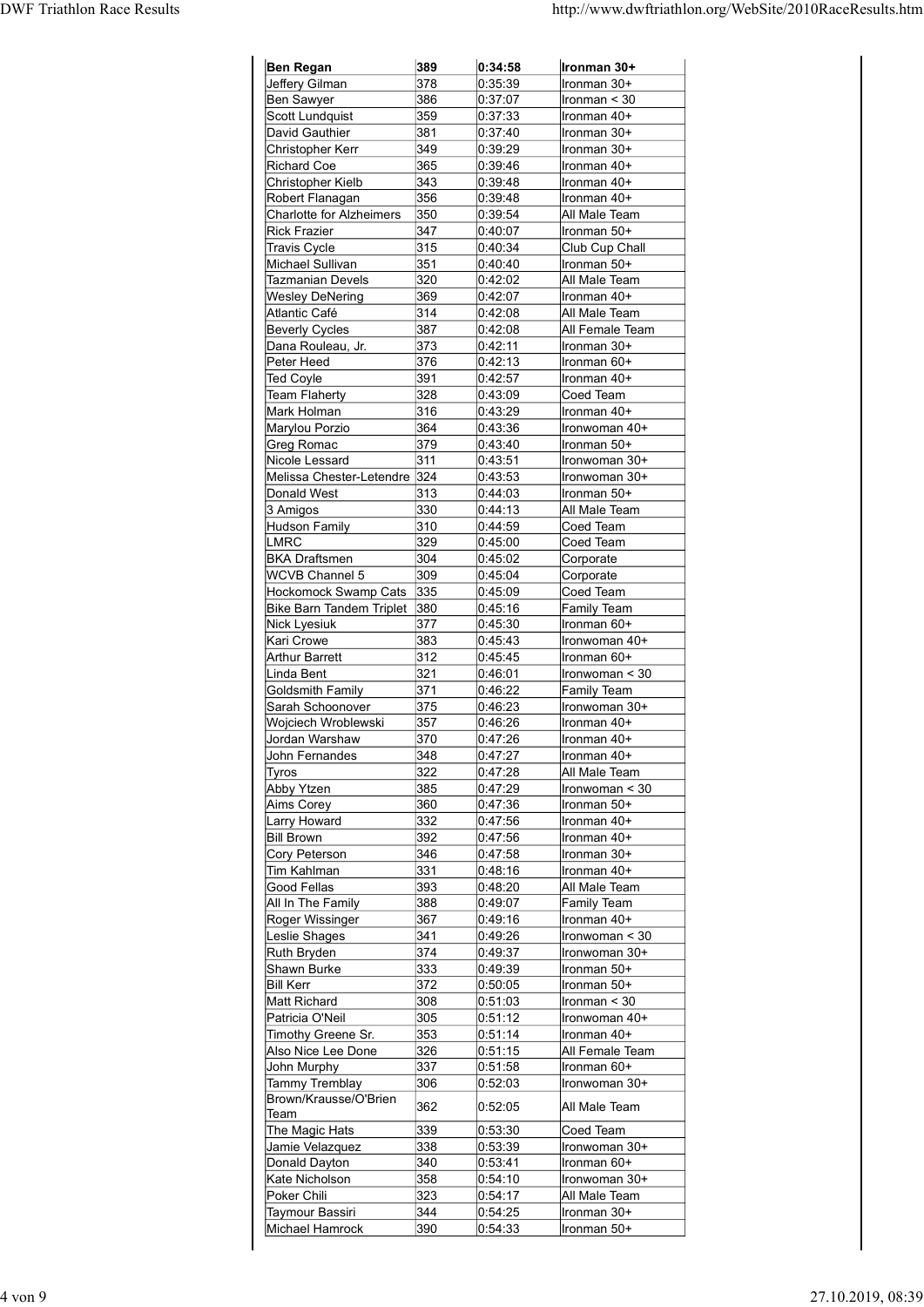| **Ben Regan** | **389** | **0:34:58** | **Ironman 30+** |
|---|---|---|---|
| Jeffery Gilman | 378 | 0:35:39 | Ironman 30+ |
| Ben Sawyer | 386 | 0:37:07 | Ironman < 30 |
| Scott Lundquist | 359 | 0:37:33 | Ironman 40+ |
| David Gauthier | 381 | 0:37:40 | Ironman 30+ |
| Christopher Kerr | 349 | 0:39:29 | Ironman 30+ |
| Richard Coe | 365 | 0:39:46 | Ironman 40+ |
| Christopher Kielb | 343 | 0:39:48 | Ironman 40+ |
| Robert Flanagan | 356 | 0:39:48 | Ironman 40+ |
| Charlotte for Alzheimers | 350 | 0:39:54 | All Male Team |
| Rick Frazier | 347 | 0:40:07 | Ironman 50+ |
| Travis Cycle | 315 | 0:40:34 | Club Cup Chall |
| Michael Sullivan | 351 | 0:40:40 | Ironman 50+ |
| Tazmanian Devels | 320 | 0:42:02 | All Male Team |
| Wesley DeNering | 369 | 0:42:07 | Ironman 40+ |
| Atlantic Café | 314 | 0:42:08 | All Male Team |
| Beverly Cycles | 387 | 0:42:08 | All Female Team |
| Dana Rouleau, Jr. | 373 | 0:42:11 | Ironman 30+ |
| Peter Heed | 376 | 0:42:13 | Ironman 60+ |
| Ted Coyle | 391 | 0:42:57 | Ironman 40+ |
| Team Flaherty | 328 | 0:43:09 | Coed Team |
| Mark Holman | 316 | 0:43:29 | Ironman 40+ |
| Marylou Porzio | 364 | 0:43:36 | Ironwoman 40+ |
| Greg Romac | 379 | 0:43:40 | Ironman 50+ |
| Nicole Lessard | 311 | 0:43:51 | Ironwoman 30+ |
| Melissa Chester-Letendre | 324 | 0:43:53 | Ironwoman 30+ |
| Donald West | 313 | 0:44:03 | Ironman 50+ |
| 3 Amigos | 330 | 0:44:13 | All Male Team |
| Hudson Family | 310 | 0:44:59 | Coed Team |
| LMRC | 329 | 0:45:00 | Coed Team |
| BKA Draftsmen | 304 | 0:45:02 | Corporate |
| WCVB Channel 5 | 309 | 0:45:04 | Corporate |
| Hockomock Swamp Cats | 335 | 0:45:09 | Coed Team |
| Bike Barn Tandem Triplet | 380 | 0:45:16 | Family Team |
| Nick Lyesiuk | 377 | 0:45:30 | Ironman 60+ |
| Kari Crowe | 383 | 0:45:43 | Ironwoman 40+ |
| Arthur Barrett | 312 | 0:45:45 | Ironman 60+ |
| Linda Bent | 321 | 0:46:01 | Ironwoman < 30 |
| Goldsmith Family | 371 | 0:46:22 | Family Team |
| Sarah Schoonover | 375 | 0:46:23 | Ironwoman 30+ |
| Wojciech Wroblewski | 357 | 0:46:26 | Ironman 40+ |
| Jordan Warshaw | 370 | 0:47:26 | Ironman 40+ |
| John Fernandes | 348 | 0:47:27 | Ironman 40+ |
| Tyros | 322 | 0:47:28 | All Male Team |
| Abby Ytzen | 385 | 0:47:29 | Ironwoman < 30 |
| Aims Corey | 360 | 0:47:36 | Ironman 50+ |
| Larry Howard | 332 | 0:47:56 | Ironman 40+ |
| Bill Brown | 392 | 0:47:56 | Ironman 40+ |
| Cory Peterson | 346 | 0:47:58 | Ironman 30+ |
| Tim Kahlman | 331 | 0:48:16 | Ironman 40+ |
| Good Fellas | 393 | 0:48:20 | All Male Team |
| All In The Family | 388 | 0:49:07 | Family Team |
| Roger Wissinger | 367 | 0:49:16 | Ironman 40+ |
| Leslie Shages | 341 | 0:49:26 | Ironwoman < 30 |
| Ruth Bryden | 374 | 0:49:37 | Ironwoman 30+ |
| Shawn Burke | 333 | 0:49:39 | Ironman 50+ |
| Bill Kerr | 372 | 0:50:05 | Ironman 50+ |
| Matt Richard | 308 | 0:51:03 | Ironman < 30 |
| Patricia O'Neil | 305 | 0:51:12 | Ironwoman 40+ |
| Timothy Greene Sr. | 353 | 0:51:14 | Ironman 40+ |
| Also Nice Lee Done | 326 | 0:51:15 | All Female Team |
| John Murphy | 337 | 0:51:58 | Ironman 60+ |
| Tammy Tremblay | 306 | 0:52:03 | Ironwoman 30+ |
| Brown/Krausse/O'Brien Team | 362 | 0:52:05 | All Male Team |
| The Magic Hats | 339 | 0:53:30 | Coed Team |
| Jamie Velazquez | 338 | 0:53:39 | Ironwoman 30+ |
| Donald Dayton | 340 | 0:53:41 | Ironman 60+ |
| Kate Nicholson | 358 | 0:54:10 | Ironwoman 30+ |
| Poker Chili | 323 | 0:54:17 | All Male Team |
| Taymour Bassiri | 344 | 0:54:25 | Ironman 30+ |
| Michael Hamrock | 390 | 0:54:33 | Ironman 50+ |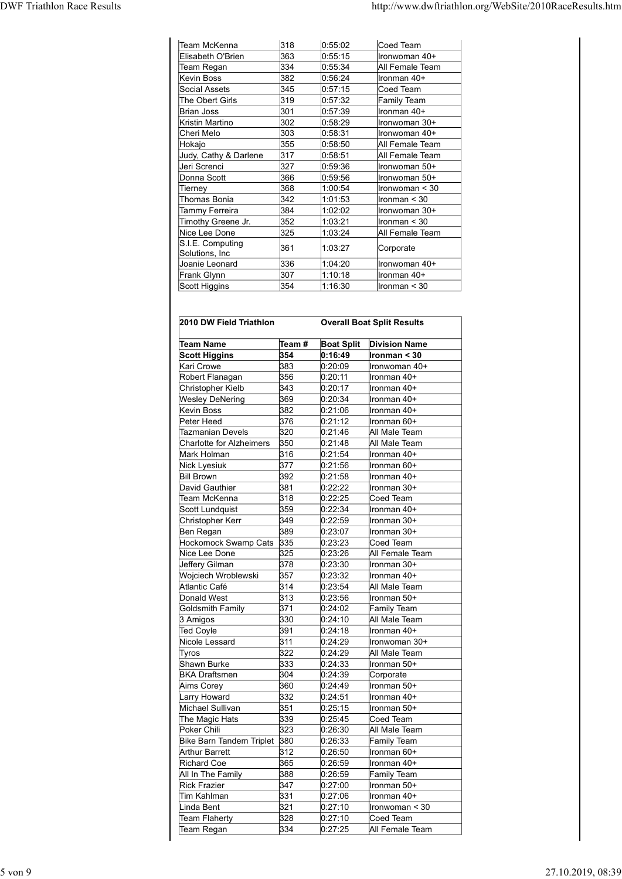| | | | |
|---|---|---|---|
| Team McKenna | 318 | 0:55:02 | Coed Team |
| Elisabeth O'Brien | 363 | 0:55:15 | Ironwoman 40+ |
| Team Regan | 334 | 0:55:34 | All Female Team |
| Kevin Boss | 382 | 0:56:24 | Ironman 40+ |
| Social Assets | 345 | 0:57:15 | Coed Team |
| The Obert Girls | 319 | 0:57:32 | Family Team |
| Brian Joss | 301 | 0:57:39 | Ironman 40+ |
| Kristin Martino | 302 | 0:58:29 | Ironwoman 30+ |
| Cheri Melo | 303 | 0:58:31 | Ironwoman 40+ |
| Hokajo | 355 | 0:58:50 | All Female Team |
| Judy, Cathy & Darlene | 317 | 0:58:51 | All Female Team |
| Jeri Screnci | 327 | 0:59:36 | Ironwoman 50+ |
| Donna Scott | 366 | 0:59:56 | Ironwoman 50+ |
| Tierney | 368 | 1:00:54 | Ironwoman < 30 |
| Thomas Bonia | 342 | 1:01:53 | Ironman < 30 |
| Tammy Ferreira | 384 | 1:02:02 | Ironwoman 30+ |
| Timothy Greene Jr. | 352 | 1:03:21 | Ironman < 30 |
| Nice Lee Done | 325 | 1:03:24 | All Female Team |
| S.I.E. Computing Solutions, Inc | 361 | 1:03:27 | Corporate |
| Joanie Leonard | 336 | 1:04:20 | Ironwoman 40+ |
| Frank Glynn | 307 | 1:10:18 | Ironman 40+ |
| Scott Higgins | 354 | 1:16:30 | Ironman < 30 |

**2010 DW Field Triathlon** — **Overall Boat Split Results**

| **Team Name** | **Team #** | **Boat Split** | **Division Name** |
|---|---|---|---|
| **Scott Higgins** | **354** | **0:16:49** | **Ironman < 30** |
| Kari Crowe | 383 | 0:20:09 | Ironwoman 40+ |
| Robert Flanagan | 356 | 0:20:11 | Ironman 40+ |
| Christopher Kielb | 343 | 0:20:17 | Ironman 40+ |
| Wesley DeNering | 369 | 0:20:34 | Ironman 40+ |
| Kevin Boss | 382 | 0:21:06 | Ironman 40+ |
| Peter Heed | 376 | 0:21:12 | Ironman 60+ |
| Tazmanian Devels | 320 | 0:21:46 | All Male Team |
| Charlotte for Alzheimers | 350 | 0:21:48 | All Male Team |
| Mark Holman | 316 | 0:21:54 | Ironman 40+ |
| Nick Lyesiuk | 377 | 0:21:56 | Ironman 60+ |
| Bill Brown | 392 | 0:21:58 | Ironman 40+ |
| David Gauthier | 381 | 0:22:22 | Ironman 30+ |
| Team McKenna | 318 | 0:22:25 | Coed Team |
| Scott Lundquist | 359 | 0:22:34 | Ironman 40+ |
| Christopher Kerr | 349 | 0:22:59 | Ironman 30+ |
| Ben Regan | 389 | 0:23:07 | Ironman 30+ |
| Hockomock Swamp Cats | 335 | 0:23:23 | Coed Team |
| Nice Lee Done | 325 | 0:23:26 | All Female Team |
| Jeffery Gilman | 378 | 0:23:30 | Ironman 30+ |
| Wojciech Wroblewski | 357 | 0:23:32 | Ironman 40+ |
| Atlantic Café | 314 | 0:23:54 | All Male Team |
| Donald West | 313 | 0:23:56 | Ironman 50+ |
| Goldsmith Family | 371 | 0:24:02 | Family Team |
| 3 Amigos | 330 | 0:24:10 | All Male Team |
| Ted Coyle | 391 | 0:24:18 | Ironman 40+ |
| Nicole Lessard | 311 | 0:24:29 | Ironwoman 30+ |
| Tyros | 322 | 0:24:29 | All Male Team |
| Shawn Burke | 333 | 0:24:33 | Ironman 50+ |
| BKA Draftsmen | 304 | 0:24:39 | Corporate |
| Aims Corey | 360 | 0:24:49 | Ironman 50+ |
| Larry Howard | 332 | 0:24:51 | Ironman 40+ |
| Michael Sullivan | 351 | 0:25:15 | Ironman 50+ |
| The Magic Hats | 339 | 0:25:45 | Coed Team |
| Poker Chili | 323 | 0:26:30 | All Male Team |
| Bike Barn Tandem Triplet | 380 | 0:26:33 | Family Team |
| Arthur Barrett | 312 | 0:26:50 | Ironman 60+ |
| Richard Coe | 365 | 0:26:59 | Ironman 40+ |
| All In The Family | 388 | 0:26:59 | Family Team |
| Rick Frazier | 347 | 0:27:00 | Ironman 50+ |
| Tim Kahlman | 331 | 0:27:06 | Ironman 40+ |
| Linda Bent | 321 | 0:27:10 | Ironwoman < 30 |
| Team Flaherty | 328 | 0:27:10 | Coed Team |
| Team Regan | 334 | 0:27:25 | All Female Team |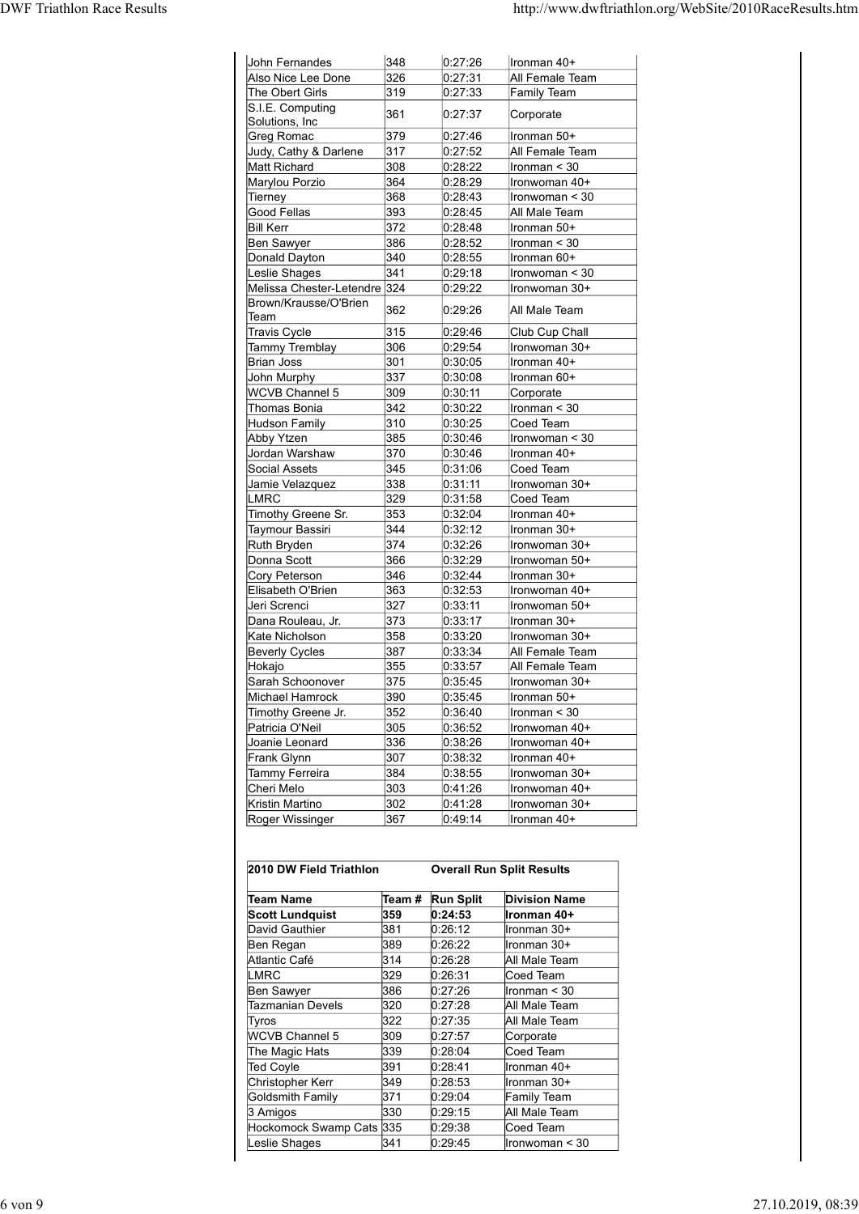| | | | |
|---|---|---|---|
| John Fernandes | 348 | 0:27:26 | Ironman 40+ |
| Also Nice Lee Done | 326 | 0:27:31 | All Female Team |
| The Obert Girls | 319 | 0:27:33 | Family Team |
| S.I.E. Computing Solutions, Inc | 361 | 0:27:37 | Corporate |
| Greg Romac | 379 | 0:27:46 | Ironman 50+ |
| Judy, Cathy & Darlene | 317 | 0:27:52 | All Female Team |
| Matt Richard | 308 | 0:28:22 | Ironman < 30 |
| Marylou Porzio | 364 | 0:28:29 | Ironwoman 40+ |
| Tierney | 368 | 0:28:43 | Ironwoman < 30 |
| Good Fellas | 393 | 0:28:45 | All Male Team |
| Bill Kerr | 372 | 0:28:48 | Ironman 50+ |
| Ben Sawyer | 386 | 0:28:52 | Ironman < 30 |
| Donald Dayton | 340 | 0:28:55 | Ironman 60+ |
| Leslie Shages | 341 | 0:29:18 | Ironwoman < 30 |
| Melissa Chester-Letendre | 324 | 0:29:22 | Ironwoman 30+ |
| Brown/Krausse/O'Brien Team | 362 | 0:29:26 | All Male Team |
| Travis Cycle | 315 | 0:29:46 | Club Cup Chall |
| Tammy Tremblay | 306 | 0:29:54 | Ironwoman 30+ |
| Brian Joss | 301 | 0:30:05 | Ironman 40+ |
| John Murphy | 337 | 0:30:08 | Ironman 60+ |
| WCVB Channel 5 | 309 | 0:30:11 | Corporate |
| Thomas Bonia | 342 | 0:30:22 | Ironman < 30 |
| Hudson Family | 310 | 0:30:25 | Coed Team |
| Abby Ytzen | 385 | 0:30:46 | Ironwoman < 30 |
| Jordan Warshaw | 370 | 0:30:46 | Ironman 40+ |
| Social Assets | 345 | 0:31:06 | Coed Team |
| Jamie Velazquez | 338 | 0:31:11 | Ironwoman 30+ |
| LMRC | 329 | 0:31:58 | Coed Team |
| Timothy Greene Sr. | 353 | 0:32:04 | Ironman 40+ |
| Taymour Bassiri | 344 | 0:32:12 | Ironman 30+ |
| Ruth Bryden | 374 | 0:32:26 | Ironwoman 30+ |
| Donna Scott | 366 | 0:32:29 | Ironwoman 50+ |
| Cory Peterson | 346 | 0:32:44 | Ironman 30+ |
| Elisabeth O'Brien | 363 | 0:32:53 | Ironwoman 40+ |
| Jeri Screnci | 327 | 0:33:11 | Ironwoman 50+ |
| Dana Rouleau, Jr. | 373 | 0:33:17 | Ironman 30+ |
| Kate Nicholson | 358 | 0:33:20 | Ironwoman 30+ |
| Beverly Cycles | 387 | 0:33:34 | All Female Team |
| Hokajo | 355 | 0:33:57 | All Female Team |
| Sarah Schoonover | 375 | 0:35:45 | Ironwoman 30+ |
| Michael Hamrock | 390 | 0:35:45 | Ironman 50+ |
| Timothy Greene Jr. | 352 | 0:36:40 | Ironman < 30 |
| Patricia O'Neil | 305 | 0:36:52 | Ironwoman 40+ |
| Joanie Leonard | 336 | 0:38:26 | Ironwoman 40+ |
| Frank Glynn | 307 | 0:38:32 | Ironman 40+ |
| Tammy Ferreira | 384 | 0:38:55 | Ironwoman 30+ |
| Cheri Melo | 303 | 0:41:26 | Ironwoman 40+ |
| Kristin Martino | 302 | 0:41:28 | Ironwoman 30+ |
| Roger Wissinger | 367 | 0:49:14 | Ironman 40+ |

**2010 DW Field Triathlon — Overall Run Split Results**

| Team Name | Team # | Run Split | Division Name |
|---|---|---|---|
| **Scott Lundquist** | **359** | **0:24:53** | **Ironman 40+** |
| David Gauthier | 381 | 0:26:12 | Ironman 30+ |
| Ben Regan | 389 | 0:26:22 | Ironman 30+ |
| Atlantic Café | 314 | 0:26:28 | All Male Team |
| LMRC | 329 | 0:26:31 | Coed Team |
| Ben Sawyer | 386 | 0:27:26 | Ironman < 30 |
| Tazmanian Devels | 320 | 0:27:28 | All Male Team |
| Tyros | 322 | 0:27:35 | All Male Team |
| WCVB Channel 5 | 309 | 0:27:57 | Corporate |
| The Magic Hats | 339 | 0:28:04 | Coed Team |
| Ted Coyle | 391 | 0:28:41 | Ironman 40+ |
| Christopher Kerr | 349 | 0:28:53 | Ironman 30+ |
| Goldsmith Family | 371 | 0:29:04 | Family Team |
| 3 Amigos | 330 | 0:29:15 | All Male Team |
| Hockomock Swamp Cats | 335 | 0:29:38 | Coed Team |
| Leslie Shages | 341 | 0:29:45 | Ironwoman < 30 |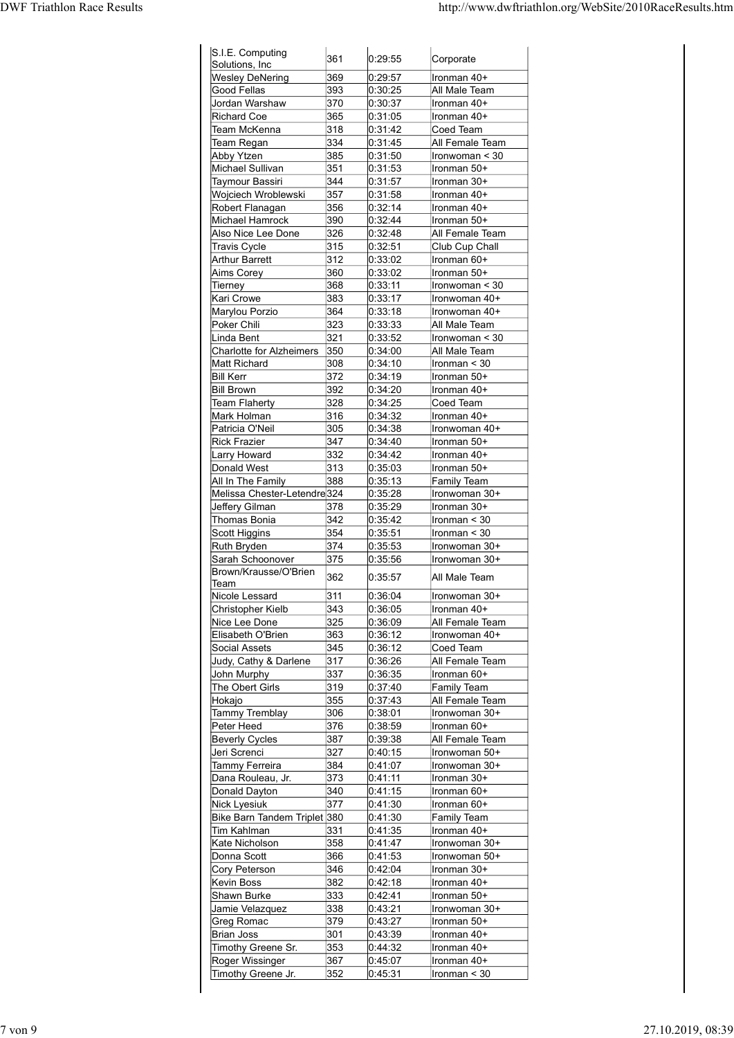| | | | |
|---|---|---|---|
| S.I.E. Computing Solutions, Inc | 361 | 0:29:55 | Corporate |
| Wesley DeNering | 369 | 0:29:57 | Ironman 40+ |
| Good Fellas | 393 | 0:30:25 | All Male Team |
| Jordan Warshaw | 370 | 0:30:37 | Ironman 40+ |
| Richard Coe | 365 | 0:31:05 | Ironman 40+ |
| Team McKenna | 318 | 0:31:42 | Coed Team |
| Team Regan | 334 | 0:31:45 | All Female Team |
| Abby Ytzen | 385 | 0:31:50 | Ironwoman < 30 |
| Michael Sullivan | 351 | 0:31:53 | Ironman 50+ |
| Taymour Bassiri | 344 | 0:31:57 | Ironman 30+ |
| Wojciech Wroblewski | 357 | 0:31:58 | Ironman 40+ |
| Robert Flanagan | 356 | 0:32:14 | Ironman 40+ |
| Michael Hamrock | 390 | 0:32:44 | Ironman 50+ |
| Also Nice Lee Done | 326 | 0:32:48 | All Female Team |
| Travis Cycle | 315 | 0:32:51 | Club Cup Chall |
| Arthur Barrett | 312 | 0:33:02 | Ironman 60+ |
| Aims Corey | 360 | 0:33:02 | Ironman 50+ |
| Tierney | 368 | 0:33:11 | Ironwoman < 30 |
| Kari Crowe | 383 | 0:33:17 | Ironwoman 40+ |
| Marylou Porzio | 364 | 0:33:18 | Ironwoman 40+ |
| Poker Chili | 323 | 0:33:33 | All Male Team |
| Linda Bent | 321 | 0:33:52 | Ironwoman < 30 |
| Charlotte for Alzheimers | 350 | 0:34:00 | All Male Team |
| Matt Richard | 308 | 0:34:10 | Ironman < 30 |
| Bill Kerr | 372 | 0:34:19 | Ironman 50+ |
| Bill Brown | 392 | 0:34:20 | Ironman 40+ |
| Team Flaherty | 328 | 0:34:25 | Coed Team |
| Mark Holman | 316 | 0:34:32 | Ironman 40+ |
| Patricia O'Neil | 305 | 0:34:38 | Ironwoman 40+ |
| Rick Frazier | 347 | 0:34:40 | Ironman 50+ |
| Larry Howard | 332 | 0:34:42 | Ironman 40+ |
| Donald West | 313 | 0:35:03 | Ironman 50+ |
| All In The Family | 388 | 0:35:13 | Family Team |
| Melissa Chester-Letendre | 324 | 0:35:28 | Ironwoman 30+ |
| Jeffery Gilman | 378 | 0:35:29 | Ironman 30+ |
| Thomas Bonia | 342 | 0:35:42 | Ironman < 30 |
| Scott Higgins | 354 | 0:35:51 | Ironman < 30 |
| Ruth Bryden | 374 | 0:35:53 | Ironwoman 30+ |
| Sarah Schoonover | 375 | 0:35:56 | Ironwoman 30+ |
| Brown/Krausse/O'Brien Team | 362 | 0:35:57 | All Male Team |
| Nicole Lessard | 311 | 0:36:04 | Ironwoman 30+ |
| Christopher Kielb | 343 | 0:36:05 | Ironman 40+ |
| Nice Lee Done | 325 | 0:36:09 | All Female Team |
| Elisabeth O'Brien | 363 | 0:36:12 | Ironwoman 40+ |
| Social Assets | 345 | 0:36:12 | Coed Team |
| Judy, Cathy & Darlene | 317 | 0:36:26 | All Female Team |
| John Murphy | 337 | 0:36:35 | Ironman 60+ |
| The Obert Girls | 319 | 0:37:40 | Family Team |
| Hokajo | 355 | 0:37:43 | All Female Team |
| Tammy Tremblay | 306 | 0:38:01 | Ironwoman 30+ |
| Peter Heed | 376 | 0:38:59 | Ironman 60+ |
| Beverly Cycles | 387 | 0:39:38 | All Female Team |
| Jeri Screnci | 327 | 0:40:15 | Ironwoman 50+ |
| Tammy Ferreira | 384 | 0:41:07 | Ironwoman 30+ |
| Dana Rouleau, Jr. | 373 | 0:41:11 | Ironman 30+ |
| Donald Dayton | 340 | 0:41:15 | Ironman 60+ |
| Nick Lyesiuk | 377 | 0:41:30 | Ironman 60+ |
| Bike Barn Tandem Triplet | 380 | 0:41:30 | Family Team |
| Tim Kahlman | 331 | 0:41:35 | Ironman 40+ |
| Kate Nicholson | 358 | 0:41:47 | Ironwoman 30+ |
| Donna Scott | 366 | 0:41:53 | Ironwoman 50+ |
| Cory Peterson | 346 | 0:42:04 | Ironman 30+ |
| Kevin Boss | 382 | 0:42:18 | Ironman 40+ |
| Shawn Burke | 333 | 0:42:41 | Ironman 50+ |
| Jamie Velazquez | 338 | 0:43:21 | Ironwoman 30+ |
| Greg Romac | 379 | 0:43:27 | Ironman 50+ |
| Brian Joss | 301 | 0:43:39 | Ironman 40+ |
| Timothy Greene Sr. | 353 | 0:44:32 | Ironman 40+ |
| Roger Wissinger | 367 | 0:45:07 | Ironman 40+ |
| Timothy Greene Jr. | 352 | 0:45:31 | Ironman < 30 |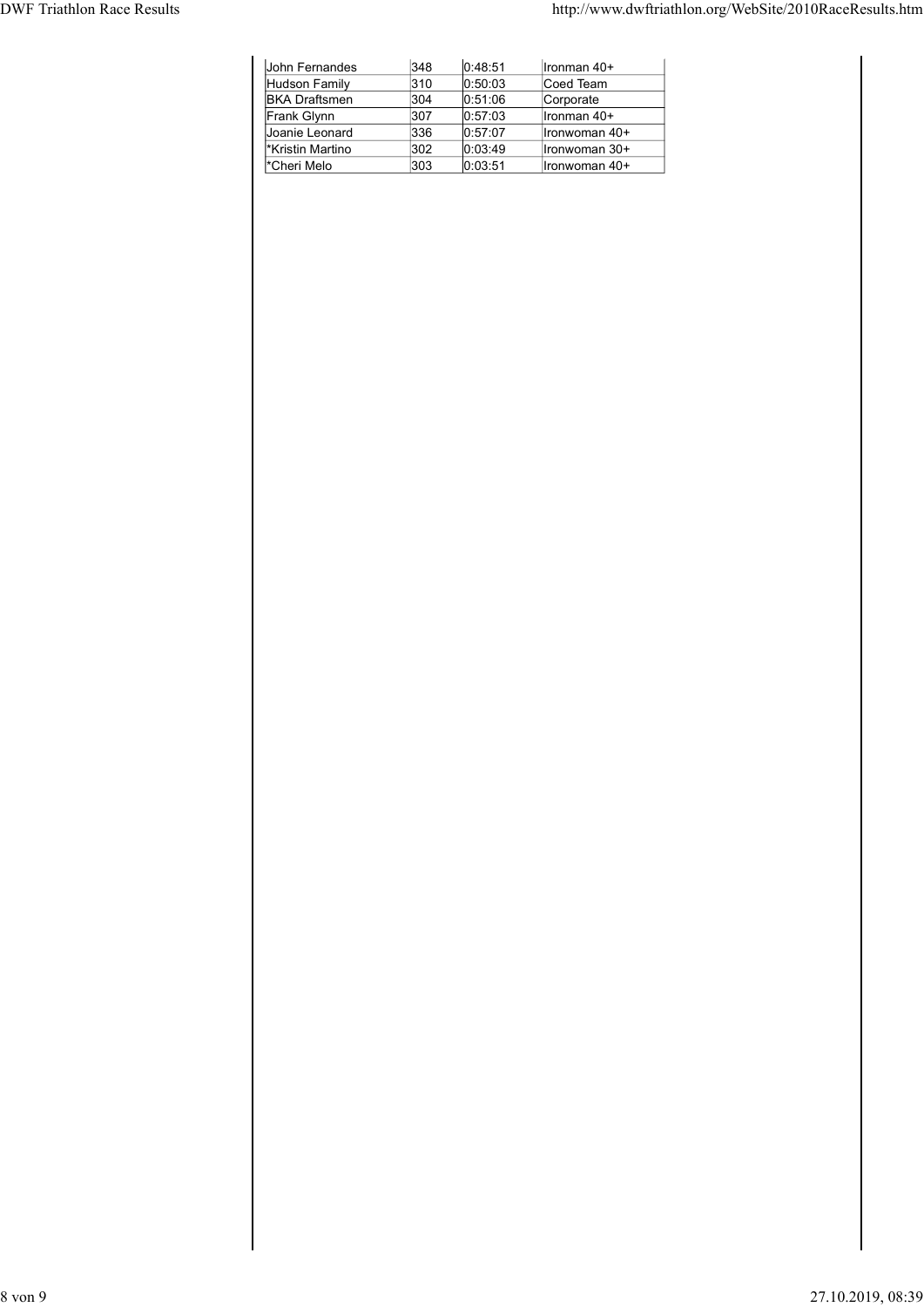| John Fernandes | 348 | 0:48:51 | Ironman 40+ |
|---|---|---|---|
| Hudson Family | 310 | 0:50:03 | Coed Team |
| BKA Draftsmen | 304 | 0:51:06 | Corporate |
| Frank Glynn | 307 | 0:57:03 | Ironman 40+ |
| Joanie Leonard | 336 | 0:57:07 | Ironwoman 40+ |
| *Kristin Martino | 302 | 0:03:49 | Ironwoman 30+ |
| *Cheri Melo | 303 | 0:03:51 | Ironwoman 40+ |